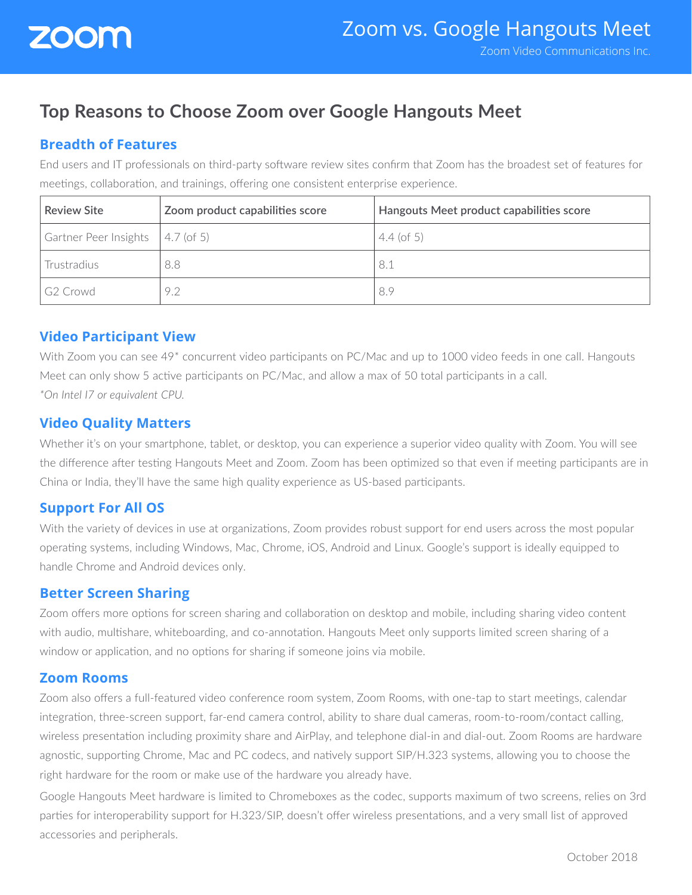# Zoom vs. Google Hangouts Meet

Zoom Video Communications Inc.

## Top Reasons to Choose Zoom over Google Hangouts Meet

### Breadth of Features

End users and IT professionals on third-party software review sites confirm that Zoom has the broadest set of features for meetings, collaboration, and trainings, offering one consistent enterprise experience.

| Review Site | Zoom product capabilities score | Hangouts Meet product capabilities score |
|---|---|---|
| Gartner Peer Insights | 4.7 (of 5) | 4.4 (of 5) |
| Trustradius | 8.8 | 8.1 |
| G2 Crowd | 9.2 | 8.9 |

### Video Participant View

With Zoom you can see 49* concurrent video participants on PC/Mac and up to 1000 video feeds in one call. Hangouts Meet can only show 5 active participants on PC/Mac, and allow a max of 50 total participants in a call.

*\*On Intel I7 or equivalent CPU.*

### Video Quality Matters

Whether it's on your smartphone, tablet, or desktop, you can experience a superior video quality with Zoom. You will see the difference after testing Hangouts Meet and Zoom. Zoom has been optimized so that even if meeting participants are in China or India, they'll have the same high quality experience as US-based participants.

### Support For All OS

With the variety of devices in use at organizations, Zoom provides robust support for end users across the most popular operating systems, including Windows, Mac, Chrome, iOS, Android and Linux. Google's support is ideally equipped to handle Chrome and Android devices only.

### Better Screen Sharing

Zoom offers more options for screen sharing and collaboration on desktop and mobile, including sharing video content with audio, multishare, whiteboarding, and co-annotation. Hangouts Meet only supports limited screen sharing of a window or application, and no options for sharing if someone joins via mobile.

### Zoom Rooms

Zoom also offers a full-featured video conference room system, Zoom Rooms, with one-tap to start meetings, calendar integration, three-screen support, far-end camera control, ability to share dual cameras, room-to-room/contact calling, wireless presentation including proximity share and AirPlay, and telephone dial-in and dial-out. Zoom Rooms are hardware agnostic, supporting Chrome, Mac and PC codecs, and natively support SIP/H.323 systems, allowing you to choose the right hardware for the room or make use of the hardware you already have.

Google Hangouts Meet hardware is limited to Chromeboxes as the codec, supports maximum of two screens, relies on 3rd parties for interoperability support for H.323/SIP, doesn't offer wireless presentations, and a very small list of approved accessories and peripherals.

October 2018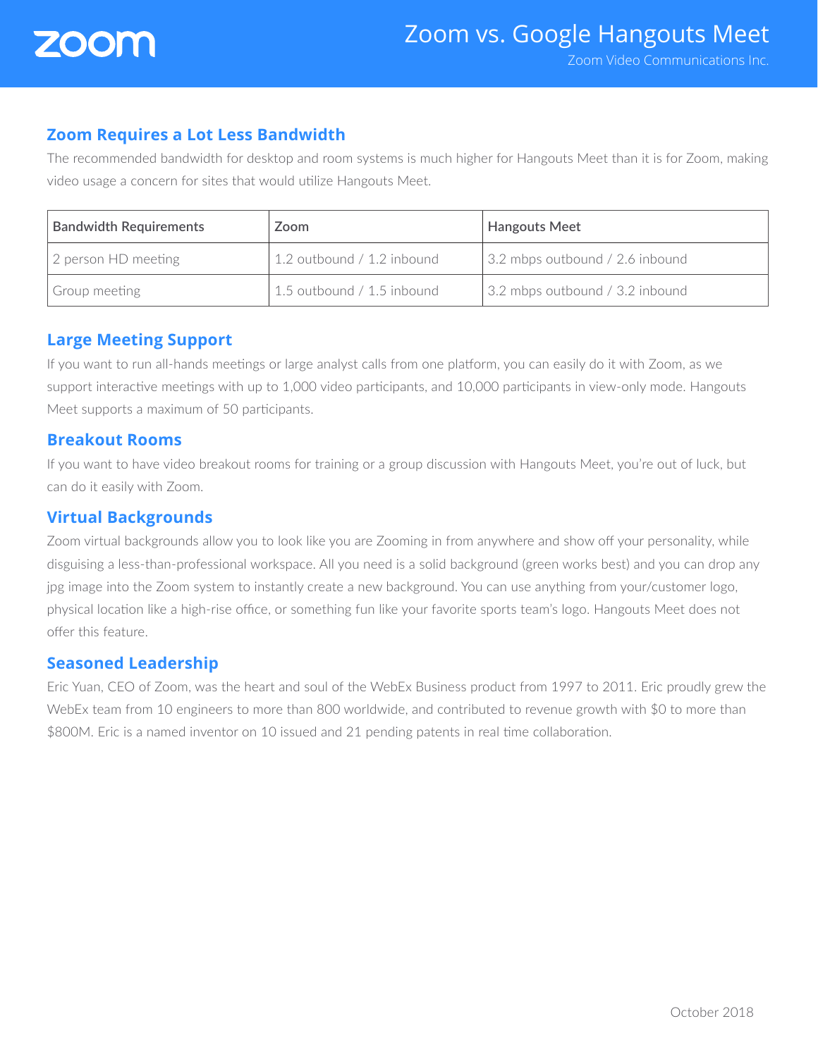## Zoom Requires a Lot Less Bandwidth

The recommended bandwidth for desktop and room systems is much higher for Hangouts Meet than it is for Zoom, making video usage a concern for sites that would utilize Hangouts Meet.

| Bandwidth Requirements | Zoom | Hangouts Meet |
|---|---|---|
| 2 person HD meeting | 1.2 outbound / 1.2 inbound | 3.2 mbps outbound / 2.6 inbound |
| Group meeting | 1.5 outbound / 1.5 inbound | 3.2 mbps outbound / 3.2 inbound |

## Large Meeting Support

If you want to run all-hands meetings or large analyst calls from one platform, you can easily do it with Zoom, as we support interactive meetings with up to 1,000 video participants, and 10,000 participants in view-only mode. Hangouts Meet supports a maximum of 50 participants.

## Breakout Rooms

If you want to have video breakout rooms for training or a group discussion with Hangouts Meet, you're out of luck, but can do it easily with Zoom.

## Virtual Backgrounds

Zoom virtual backgrounds allow you to look like you are Zooming in from anywhere and show off your personality, while disguising a less-than-professional workspace. All you need is a solid background (green works best) and you can drop any jpg image into the Zoom system to instantly create a new background. You can use anything from your/customer logo, physical location like a high-rise office, or something fun like your favorite sports team's logo. Hangouts Meet does not offer this feature.

## Seasoned Leadership

Eric Yuan, CEO of Zoom, was the heart and soul of the WebEx Business product from 1997 to 2011. Eric proudly grew the WebEx team from 10 engineers to more than 800 worldwide, and contributed to revenue growth with $0 to more than $800M. Eric is a named inventor on 10 issued and 21 pending patents in real time collaboration.

October 2018